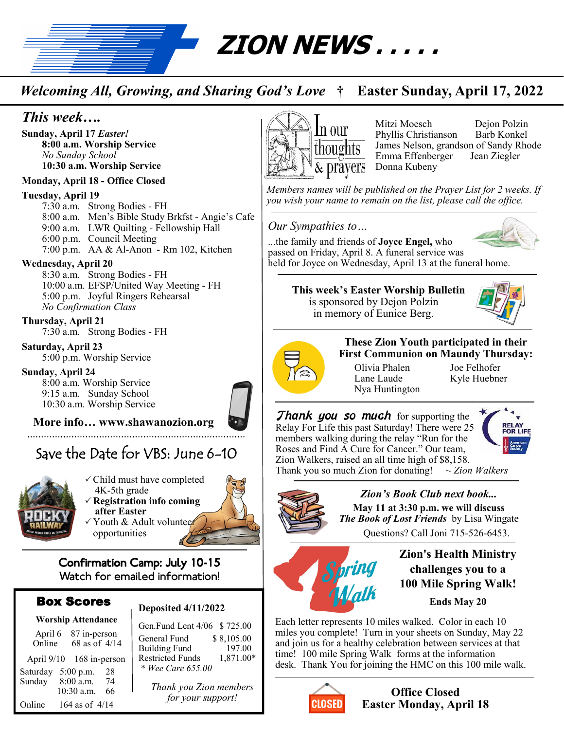# ZION NEWS . . . . .

*Welcoming All, Growing, and Sharing God's Love* † **Easter Sunday, April 17, 2022**

## *This week….*

**Sunday, April 17** ***Easter!***
- **8:00 a.m. Worship Service**
- *No Sunday School*
- **10:30 a.m. Worship Service**

**Monday, April 18 - Office Closed**

**Tuesday, April 19**
- 7:30 a.m. Strong Bodies - FH
- 8:00 a.m. Men's Bible Study Brkfst - Angie's Cafe
- 9:00 a.m. LWR Quilting - Fellowship Hall
- 6:00 p.m. Council Meeting
- 7:00 p.m. AA & Al-Anon - Rm 102, Kitchen

**Wednesday, April 20**
- 8:30 a.m. Strong Bodies - FH
- 10:00 a.m. EFSP/United Way Meeting - FH
- 5:00 p.m. Joyful Ringers Rehearsal
- *No Confirmation Class*

**Thursday, April 21**
- 7:30 a.m. Strong Bodies - FH

**Saturday, April 23**
- 5:00 p.m. Worship Service

**Sunday, April 24**
- 8:00 a.m. Worship Service
- 9:15 a.m. Sunday School
- 10:30 a.m. Worship Service

**More info… www.shawanozion.org**

## Save the Date for VBS: June 6-10

ROCKY RAILWAY

- ✓ Child must have completed 4K-5th grade
- ✓ **Registration info coming after Easter**
- ✓ Youth & Adult volunteer opportunities

**Confirmation Camp: July 10-15**
Watch for emailed information!

## Box Scores

**Worship Attendance**

| | |
|---|---|
| April 6 | 87 in-person |
| Online | 68 as of 4/14 |
| April 9/10 | 168 in-person |
| Saturday 5:00 p.m. | 28 |
| Sunday 8:00 a.m. | 74 |
| 10:30 a.m. | 66 |
| Online | 164 as of 4/14 |

**Deposited 4/11/2022**

| | |
|---|---|
| Gen.Fund Lent 4/06 | $ 725.00 |
| General Fund | $ 8,105.00 |
| Building Fund | 197.00 |
| Restricted Funds | 1,871.00* |

* *Wee Care 655.00*

*Thank you Zion members for your support!*

## In our thoughts & prayers

Mitzi Moesch, Dejon Polzin, Phyllis Christianson, Barb Konkel, James Nelson, grandson of Sandy Rhode, Emma Effenberger, Jean Ziegler, Donna Kubeny

*Members names will be published on the Prayer List for 2 weeks. If you wish your name to remain on the list, please call the office.*

## *Our Sympathies to…*

...the family and friends of **Joyce Engel,** who passed on Friday, April 8. A funeral service was held for Joyce on Wednesday, April 13 at the funeral home.

**This week's Easter Worship Bulletin** is sponsored by Dejon Polzin in memory of Eunice Berg.

**These Zion Youth participated in their First Communion on Maundy Thursday:**

Olivia Phalen, Joe Felhofer, Lane Laude, Kyle Huebner, Nya Huntington

***Thank you so much*** for supporting the Relay For Life this past Saturday! There were 25 members walking during the relay "Run for the Roses and Find A Cure for Cancer." Our team, Zion Walkers, raised an all time high of $8,158. Thank you so much Zion for donating! ~ *Zion Walkers*

## *Zion's Book Club next book...*

**May 11 at 3:30 p.m. we will discuss** ***The Book of Lost Friends*** by Lisa Wingate

Questions? Call Joni 715-526-6453.

## Zion's Health Ministry challenges you to a 100 Mile Spring Walk!

**Ends May 20**

Each letter represents 10 miles walked. Color in each 10 miles you complete! Turn in your sheets on Sunday, May 22 and join us for a healthy celebration between services at that time! 100 mile Spring Walk forms at the information desk. Thank You for joining the HMC on this 100 mile walk.

## Office Closed Easter Monday, April 18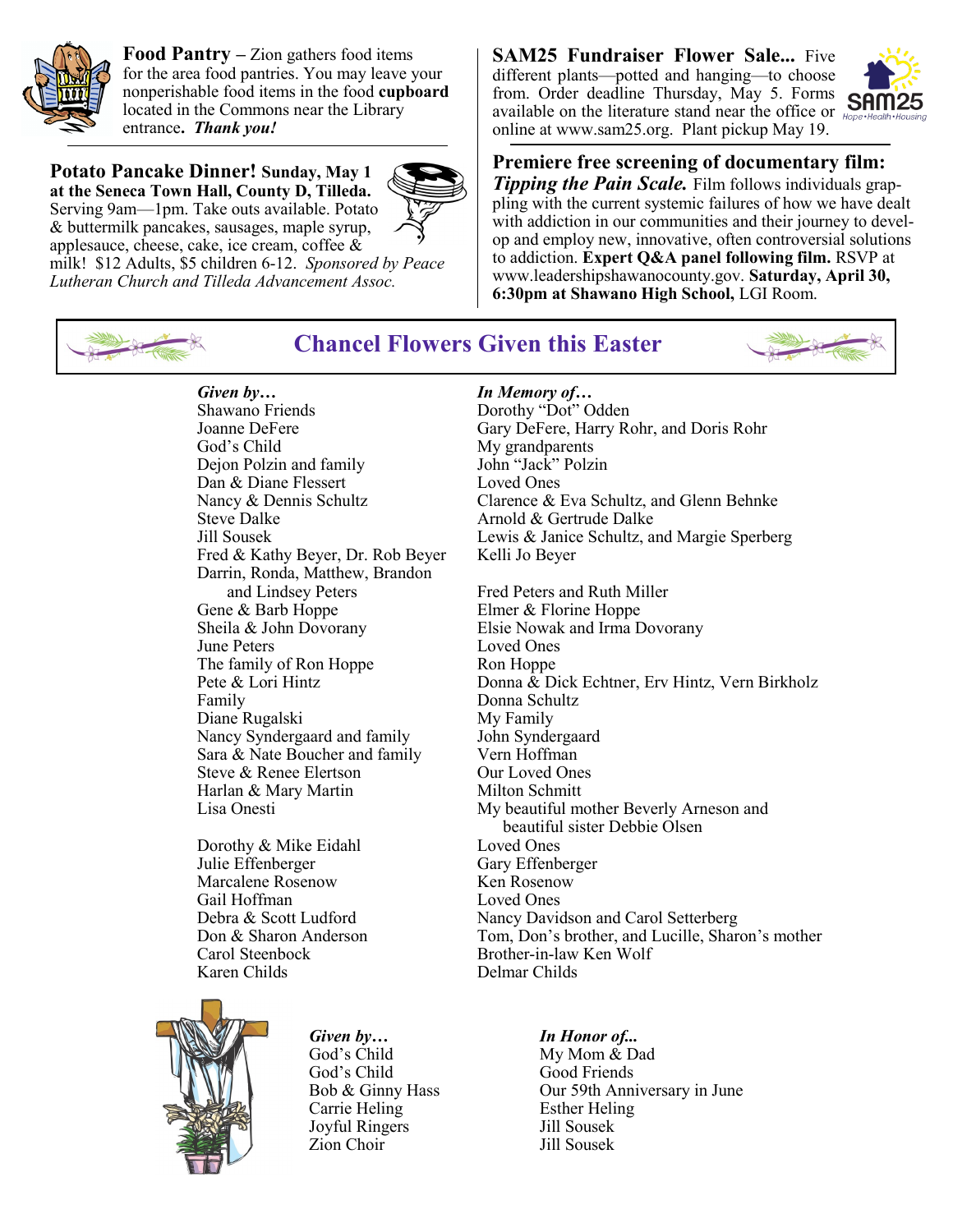**Food Pantry** – Zion gathers food items for the area food pantries. You may leave your nonperishable food items in the food **cupboard** located in the Commons near the Library entrance. ***Thank you!***

**Potato Pancake Dinner! Sunday, May 1 at the Seneca Town Hall, County D, Tilleda.** Serving 9am—1pm. Take outs available. Potato & buttermilk pancakes, sausages, maple syrup, applesauce, cheese, cake, ice cream, coffee & milk! $12 Adults, $5 children 6-12. *Sponsored by Peace Lutheran Church and Tilleda Advancement Assoc.*

**SAM25 Fundraiser Flower Sale...** Five different plants—potted and hanging—to choose from. Order deadline Thursday, May 5. Forms available on the literature stand near the office or online at www.sam25.org. Plant pickup May 19.

**Premiere free screening of documentary film: *Tipping the Pain Scale.*** Film follows individuals grappling with the current systemic failures of how we have dealt with addiction in our communities and their journey to develop and employ new, innovative, often controversial solutions to addiction. **Expert Q&A panel following film.** RSVP at www.leadershipshawanocounty.gov. **Saturday, April 30, 6:30pm at Shawano High School,** LGI Room.

## Chancel Flowers Given this Easter

| *Given by…* | *In Memory of…* |
|---|---|
| Shawano Friends | Dorothy "Dot" Odden |
| Joanne DeFere | Gary DeFere, Harry Rohr, and Doris Rohr |
| God's Child | My grandparents |
| Dejon Polzin and family | John "Jack" Polzin |
| Dan & Diane Flessert | Loved Ones |
| Nancy & Dennis Schultz | Clarence & Eva Schultz, and Glenn Behnke |
| Steve Dalke | Arnold & Gertrude Dalke |
| Jill Sousek | Lewis & Janice Schultz, and Margie Sperberg |
| Fred & Kathy Beyer, Dr. Rob Beyer | Kelli Jo Beyer |
| Darrin, Ronda, Matthew, Brandon and Lindsey Peters | Fred Peters and Ruth Miller |
| Gene & Barb Hoppe | Elmer & Florine Hoppe |
| Sheila & John Dovorany | Elsie Nowak and Irma Dovorany |
| June Peters | Loved Ones |
| The family of Ron Hoppe | Ron Hoppe |
| Pete & Lori Hintz | Donna & Dick Echtner, Erv Hintz, Vern Birkholz |
| Family | Donna Schultz |
| Diane Rugalski | My Family |
| Nancy Syndergaard and family | John Syndergaard |
| Sara & Nate Boucher and family | Vern Hoffman |
| Steve & Renee Elertson | Our Loved Ones |
| Harlan & Mary Martin | Milton Schmitt |
| Lisa Onesti | My beautiful mother Beverly Arneson and beautiful sister Debbie Olsen |
| Dorothy & Mike Eidahl | Loved Ones |
| Julie Effenberger | Gary Effenberger |
| Marcalene Rosenow | Ken Rosenow |
| Gail Hoffman | Loved Ones |
| Debra & Scott Ludford | Nancy Davidson and Carol Setterberg |
| Don & Sharon Anderson | Tom, Don's brother, and Lucille, Sharon's mother |
| Carol Steenbock | Brother-in-law Ken Wolf |
| Karen Childs | Delmar Childs |

| *Given by…* | *In Honor of...* |
|---|---|
| God's Child | My Mom & Dad |
| God's Child | Good Friends |
| Bob & Ginny Hass | Our 59th Anniversary in June |
| Carrie Heling | Esther Heling |
| Joyful Ringers | Jill Sousek |
| Zion Choir | Jill Sousek |